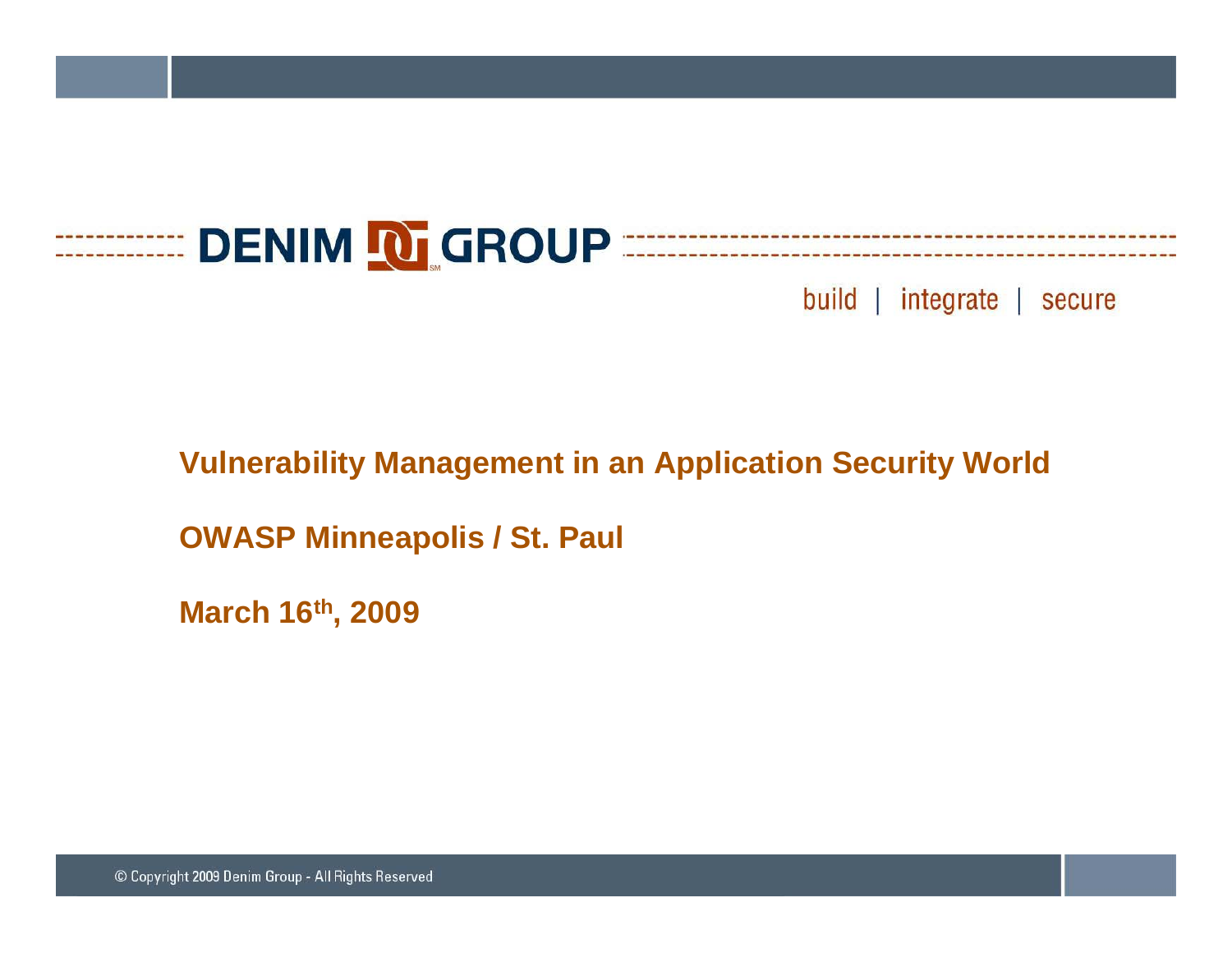DENIM GROUP

build | integrate | secure

# Vulnerability Management in an Application Security World

**OWASP Minneapolis / St. Paul**

**March 16th, 2009**

© Copyright 2009 Denim Group - All Rights Reserved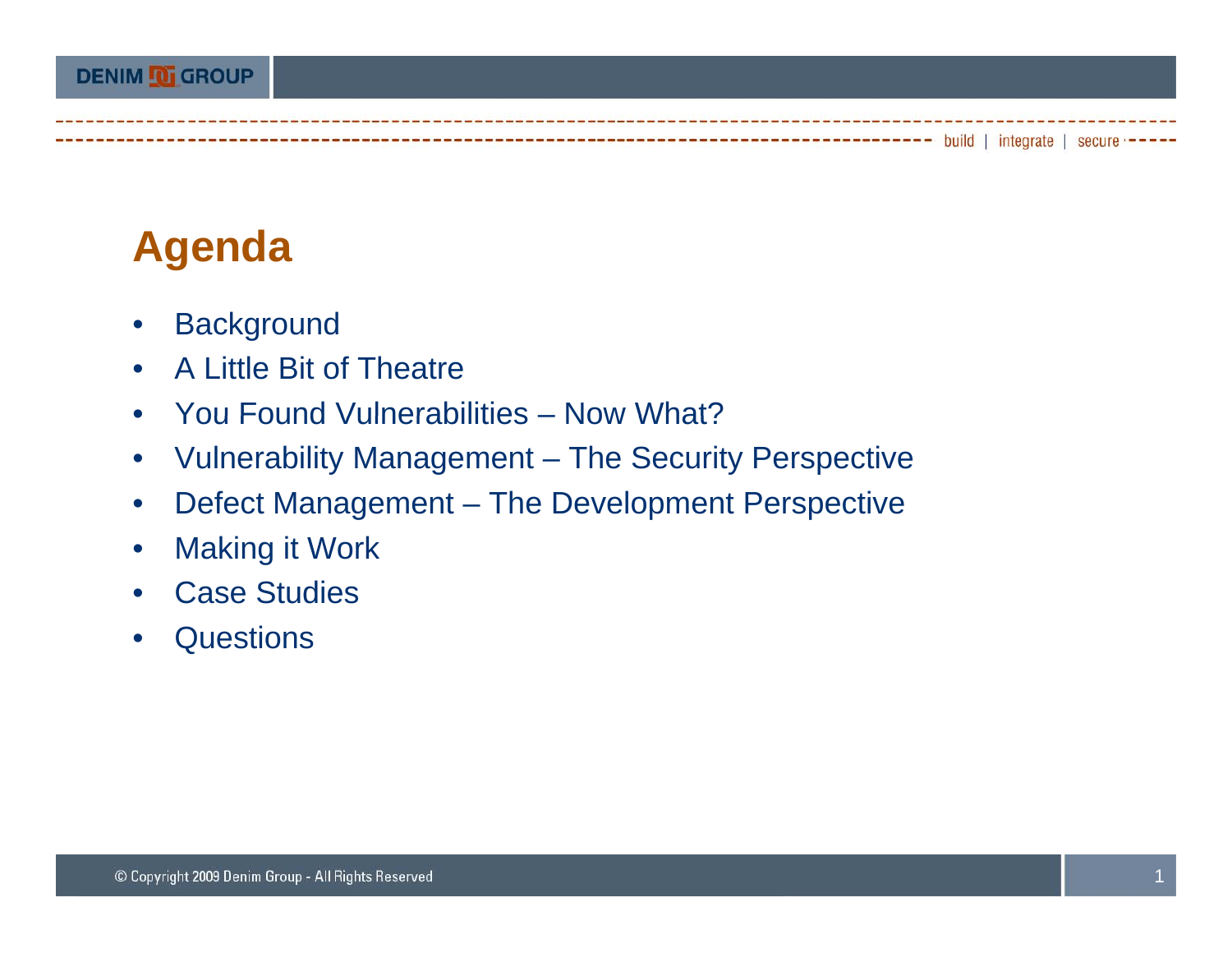# Agenda

- Background
- A Little Bit of Theatre
- You Found Vulnerabilities – Now What?
- Vulnerability Management – The Security Perspective
- Defect Management – The Development Perspective
- Making it Work
- Case Studies
- Questions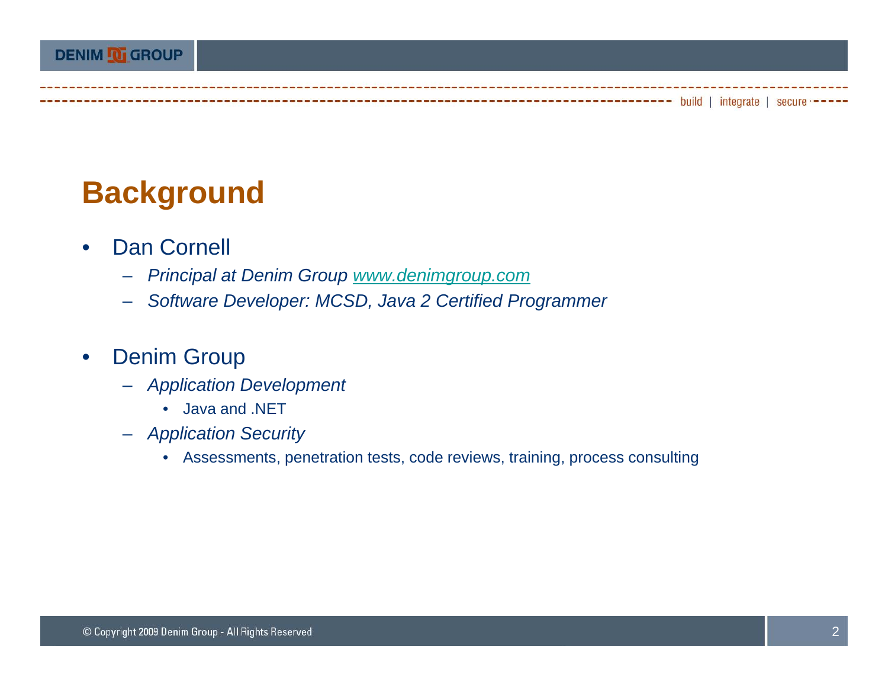# Background

- Dan Cornell
  - *Principal at Denim Group [www.denimgroup.com](http://www.denimgroup.com)*
  - *Software Developer: MCSD, Java 2 Certified Programmer*

- Denim Group
  - *Application Development*
    - Java and .NET
  - *Application Security*
    - Assessments, penetration tests, code reviews, training, process consulting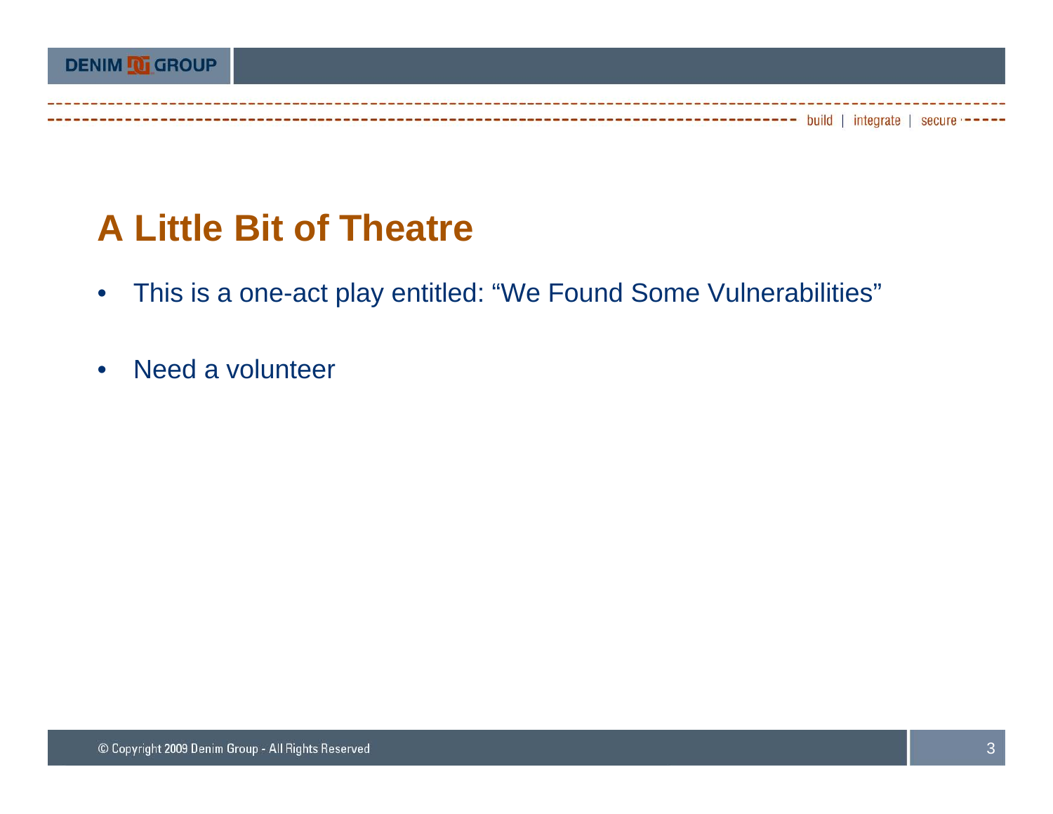# A Little Bit of Theatre

- This is a one-act play entitled: “We Found Some Vulnerabilities”
- Need a volunteer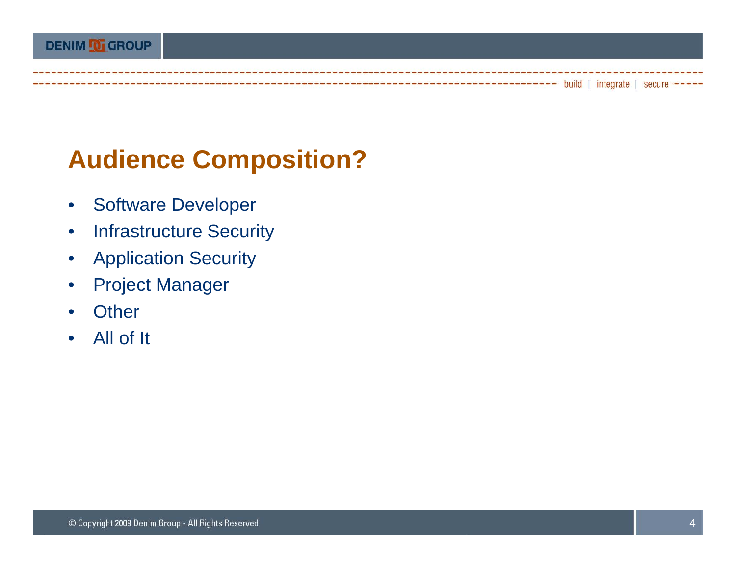# Audience Composition?

- Software Developer
- Infrastructure Security
- Application Security
- Project Manager
- Other
- All of It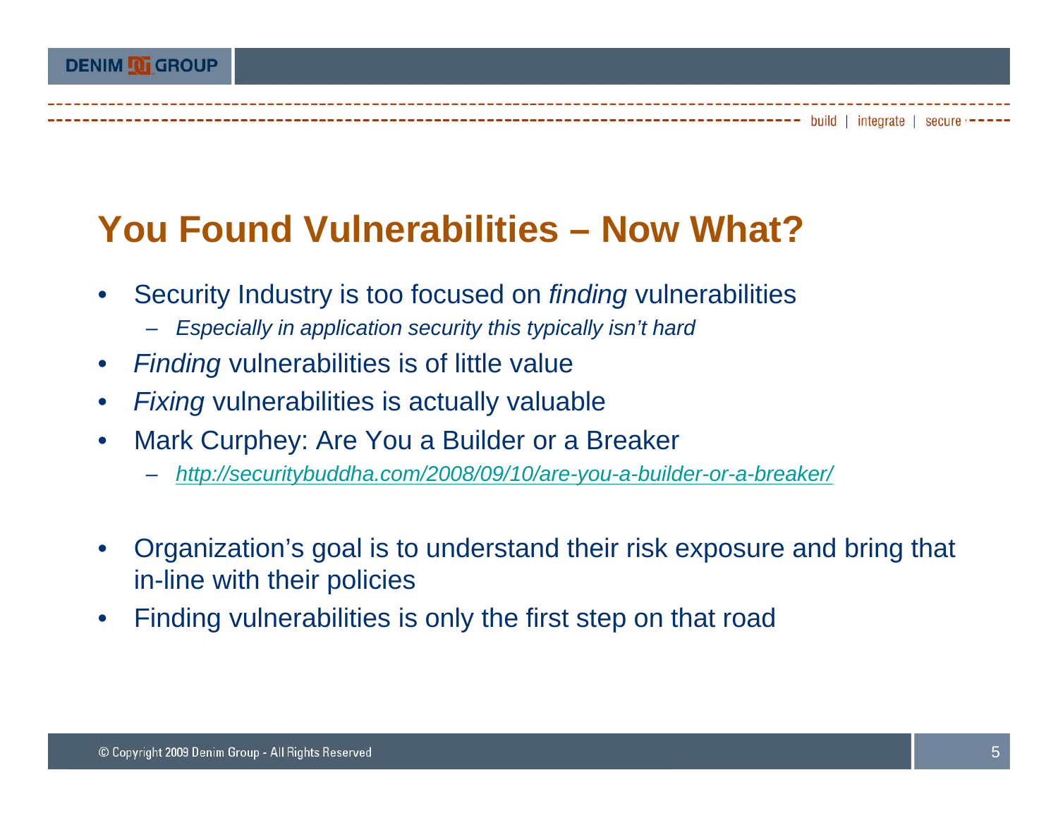# You Found Vulnerabilities – Now What?

- Security Industry is too focused on *finding* vulnerabilities
  - *Especially in application security this typically isn't hard*
- *Finding* vulnerabilities is of little value
- *Fixing* vulnerabilities is actually valuable
- Mark Curphey: Are You a Builder or a Breaker
  - *http://securitybuddha.com/2008/09/10/are-you-a-builder-or-a-breaker/*

- Organization's goal is to understand their risk exposure and bring that in-line with their policies
- Finding vulnerabilities is only the first step on that road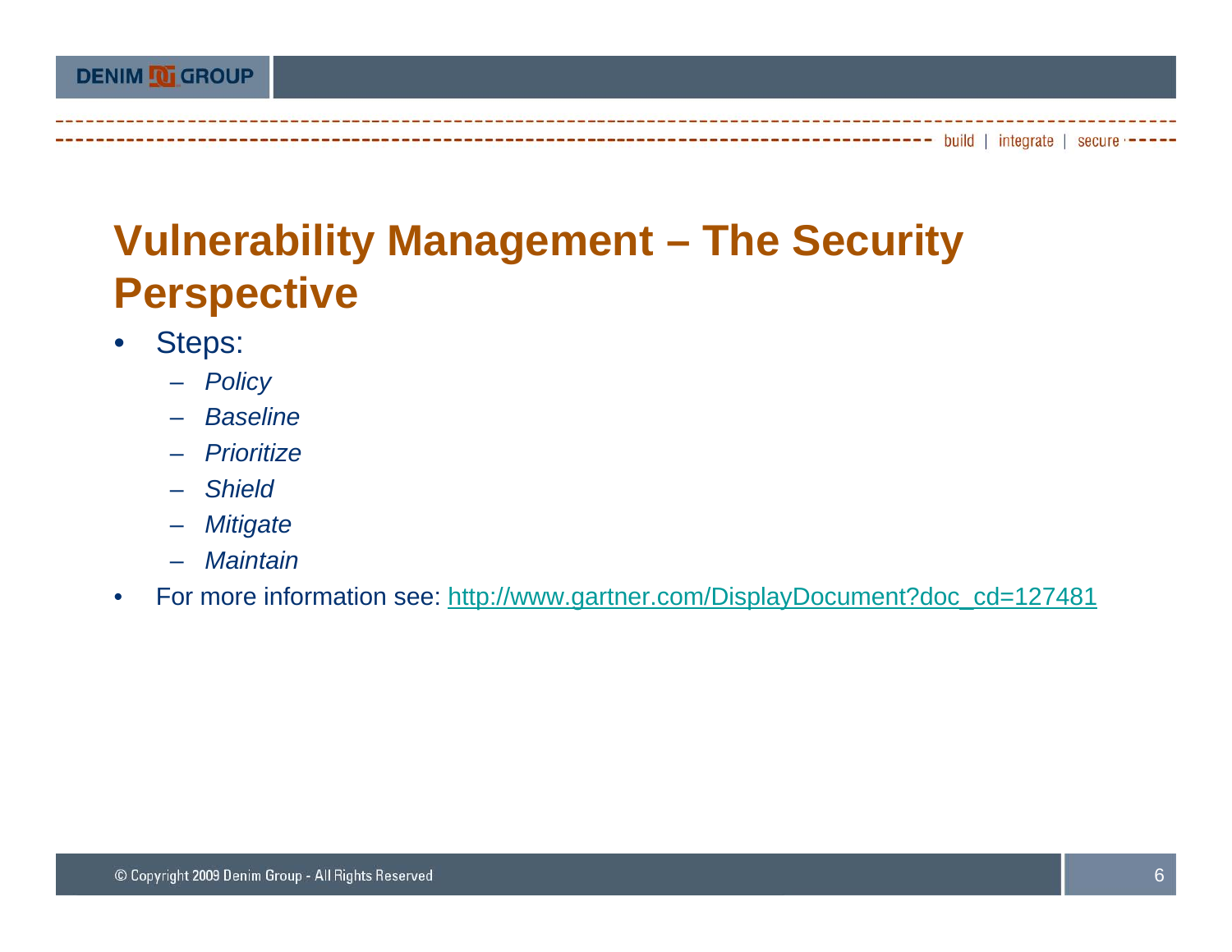# Vulnerability Management – The Security Perspective

- Steps:
  - *Policy*
  - *Baseline*
  - *Prioritize*
  - *Shield*
  - *Mitigate*
  - *Maintain*
- For more information see: [http://www.gartner.com/DisplayDocument?doc_cd=127481](http://www.gartner.com/DisplayDocument?doc_cd=127481)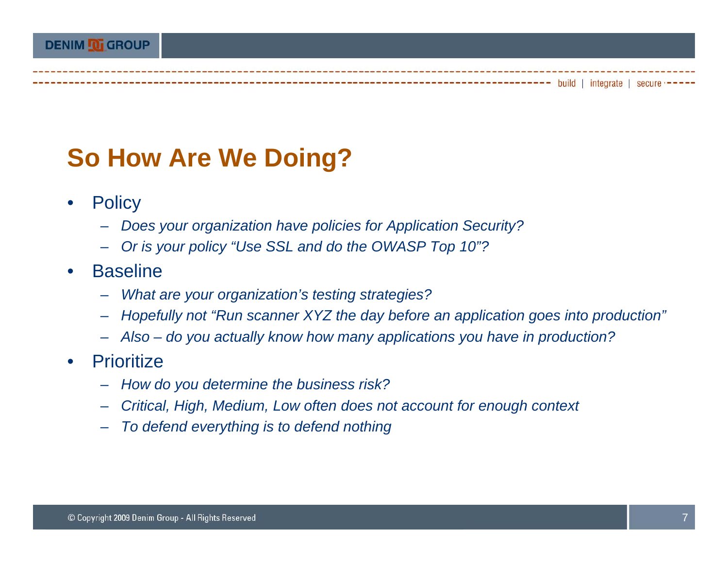# So How Are We Doing?

- Policy
  - *Does your organization have policies for Application Security?*
  - *Or is your policy "Use SSL and do the OWASP Top 10"?*
- Baseline
  - *What are your organization's testing strategies?*
  - *Hopefully not "Run scanner XYZ the day before an application goes into production"*
  - *Also – do you actually know how many applications you have in production?*
- Prioritize
  - *How do you determine the business risk?*
  - *Critical, High, Medium, Low often does not account for enough context*
  - *To defend everything is to defend nothing*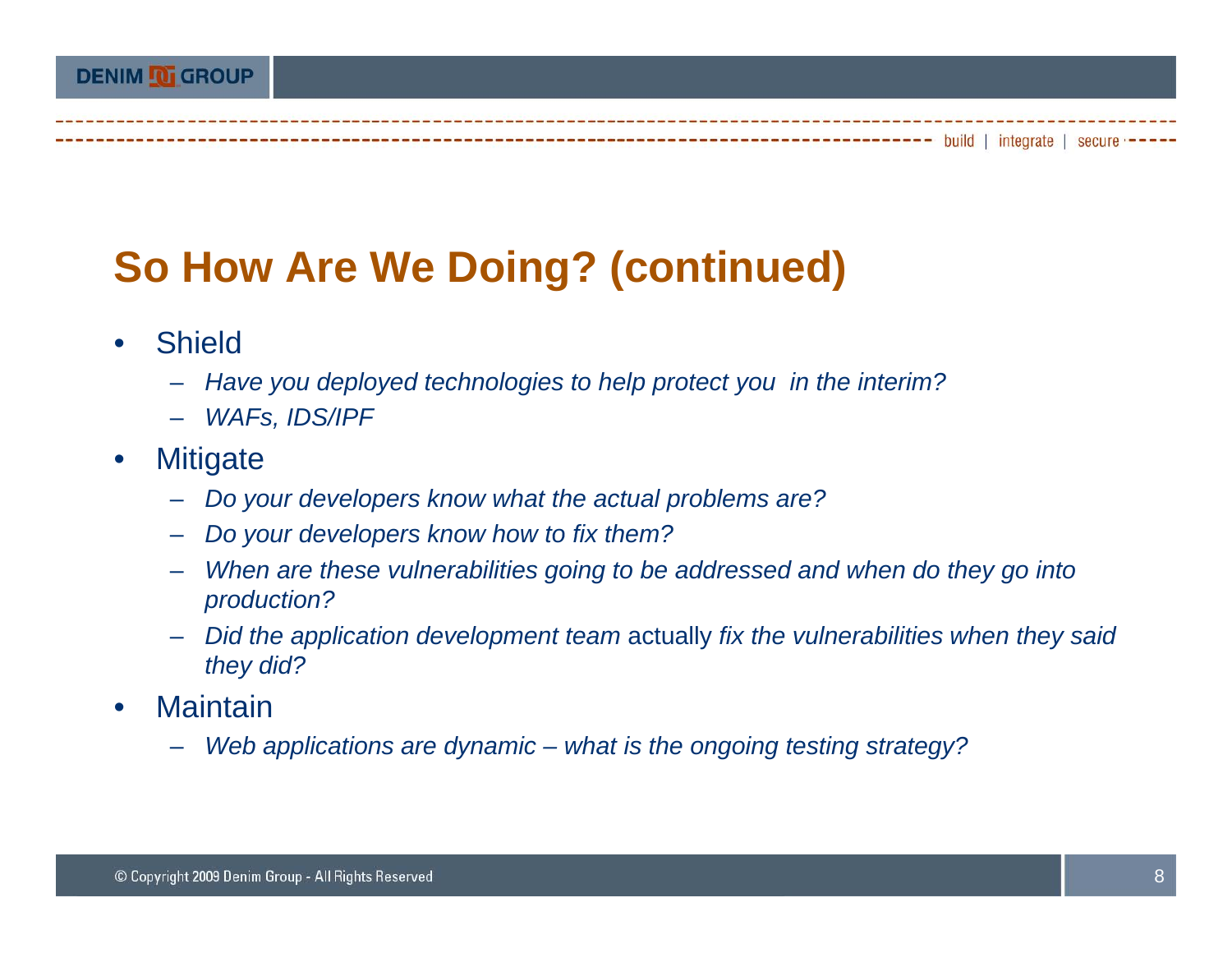# So How Are We Doing? (continued)

- Shield
  - *Have you deployed technologies to help protect you in the interim?*
  - *WAFs, IDS/IPF*
- Mitigate
  - *Do your developers know what the actual problems are?*
  - *Do your developers know how to fix them?*
  - *When are these vulnerabilities going to be addressed and when do they go into production?*
  - *Did the application development team* actually *fix the vulnerabilities when they said they did?*
- Maintain
  - *Web applications are dynamic – what is the ongoing testing strategy?*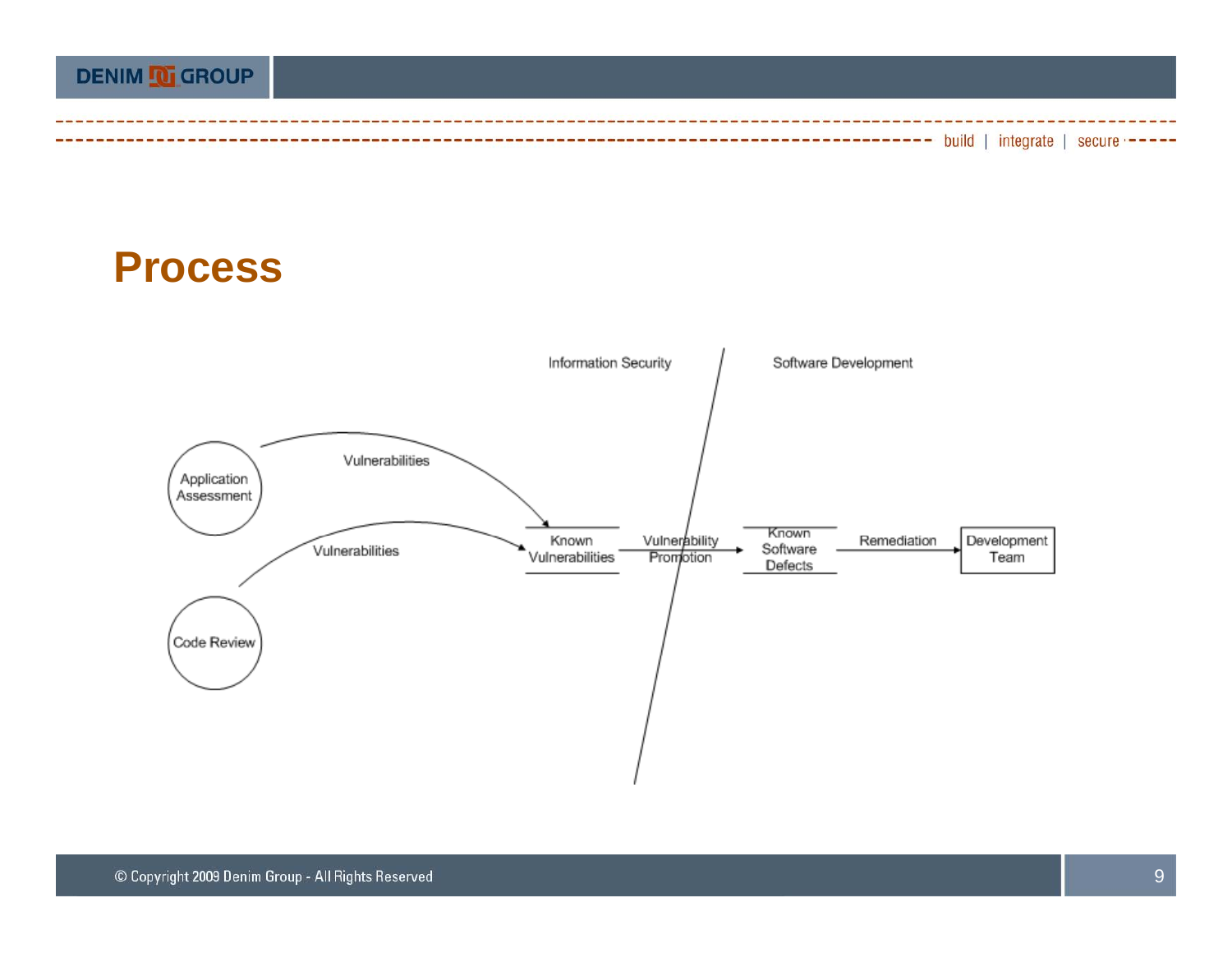# Process

Information Security | Software Development

Application Assessment → Vulnerabilities → Known Vulnerabilities

Code Review → Vulnerabilities → Known Vulnerabilities

Known Vulnerabilities → Vulnerability Promotion → Known Software Defects → Remediation → Development Team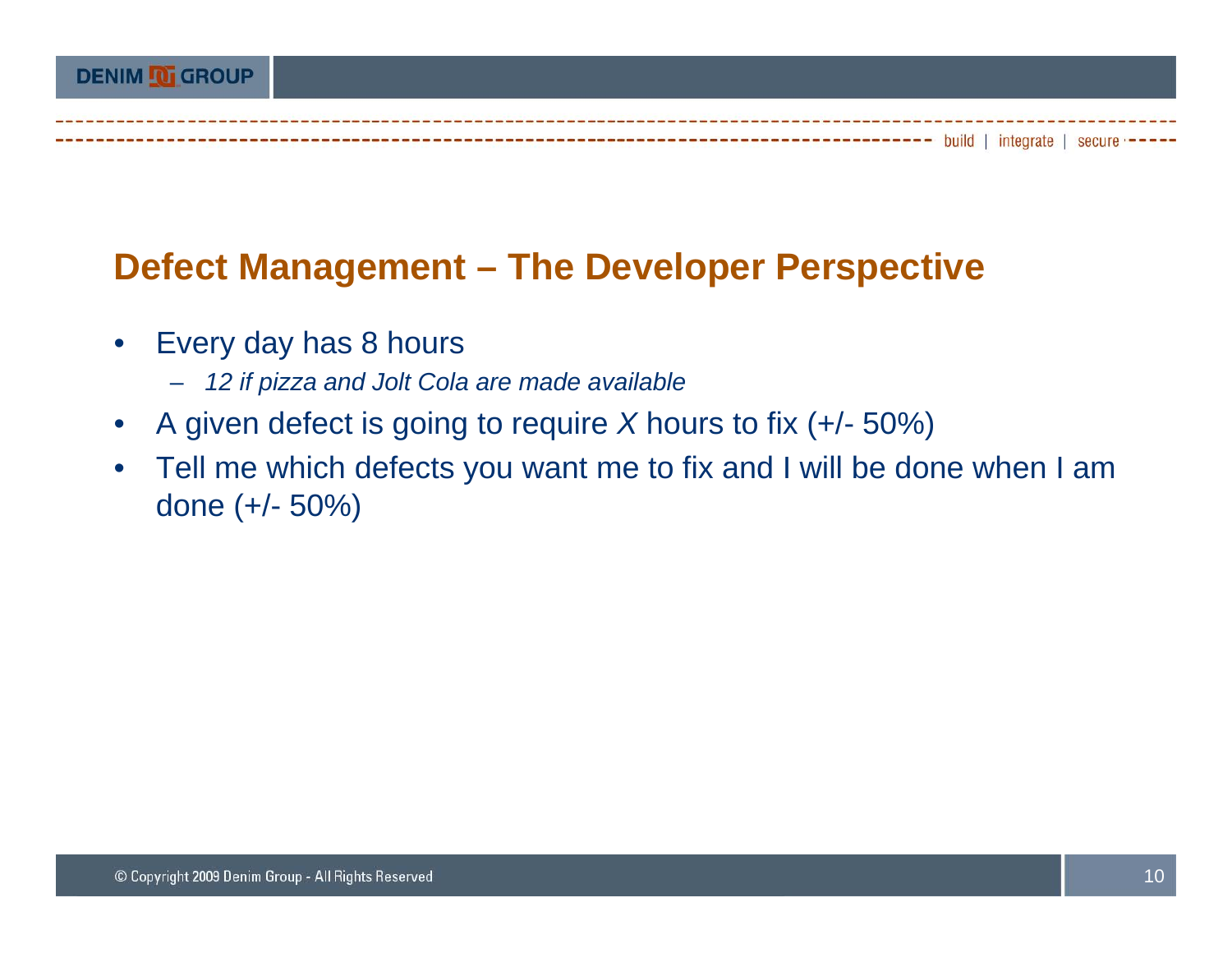# Defect Management – The Developer Perspective

- Every day has 8 hours
  - *12 if pizza and Jolt Cola are made available*
- A given defect is going to require *X* hours to fix (+/- 50%)
- Tell me which defects you want me to fix and I will be done when I am done (+/- 50%)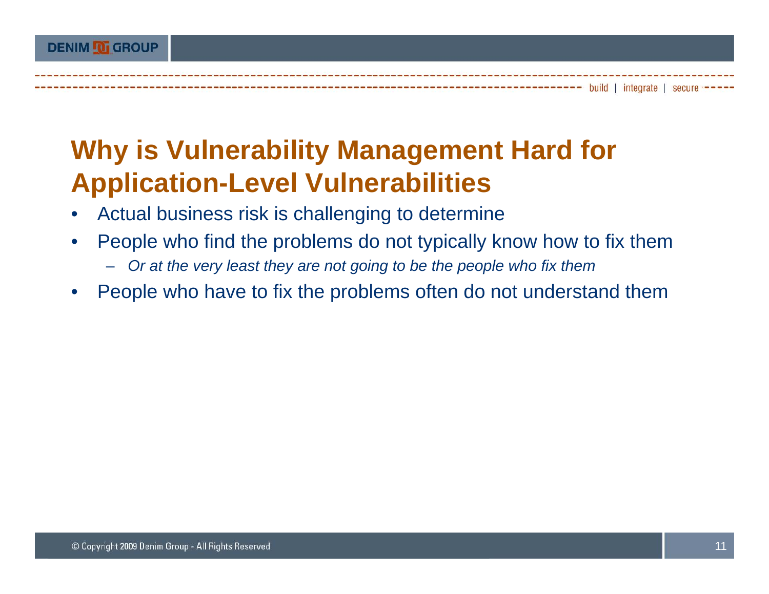# Why is Vulnerability Management Hard for Application-Level Vulnerabilities

- Actual business risk is challenging to determine
- People who find the problems do not typically know how to fix them
  - *Or at the very least they are not going to be the people who fix them*
- People who have to fix the problems often do not understand them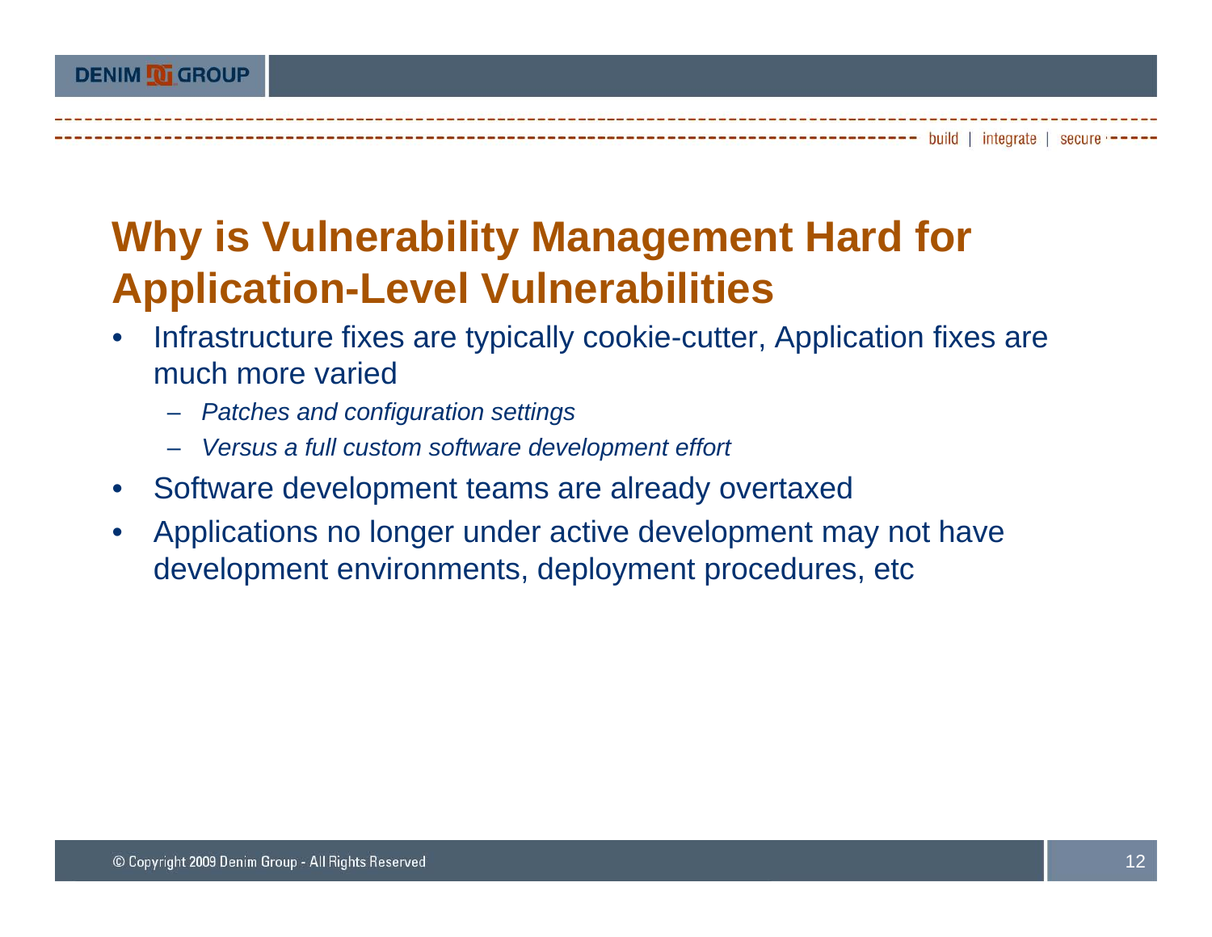# Why is Vulnerability Management Hard for Application-Level Vulnerabilities

- Infrastructure fixes are typically cookie-cutter, Application fixes are much more varied
  - *Patches and configuration settings*
  - *Versus a full custom software development effort*
- Software development teams are already overtaxed
- Applications no longer under active development may not have development environments, deployment procedures, etc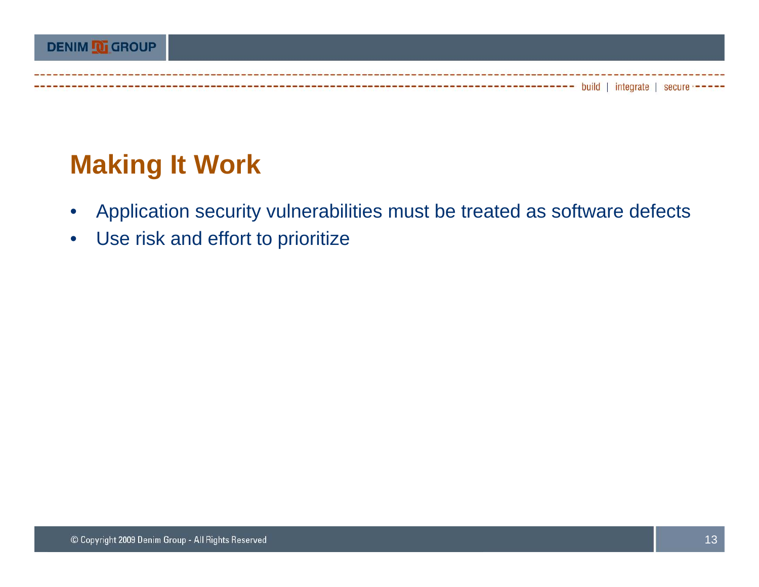## Making It Work

- Application security vulnerabilities must be treated as software defects
- Use risk and effort to prioritize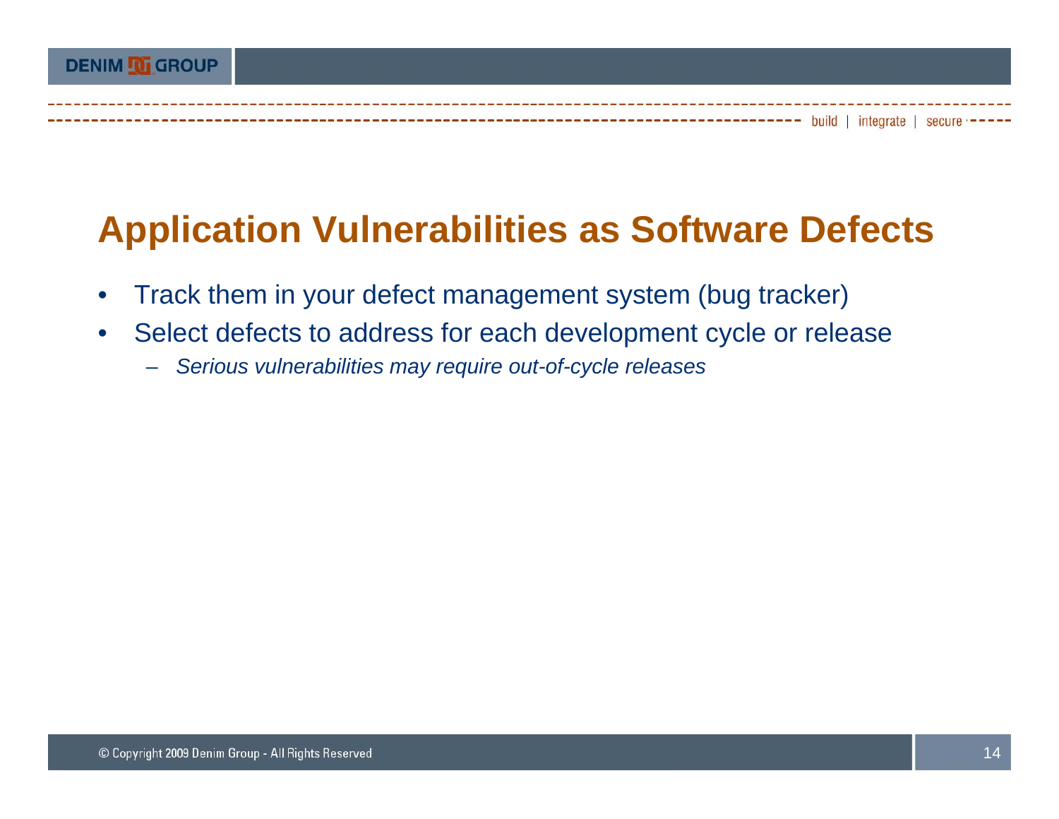# Application Vulnerabilities as Software Defects

- Track them in your defect management system (bug tracker)
- Select defects to address for each development cycle or release
  - *Serious vulnerabilities may require out-of-cycle releases*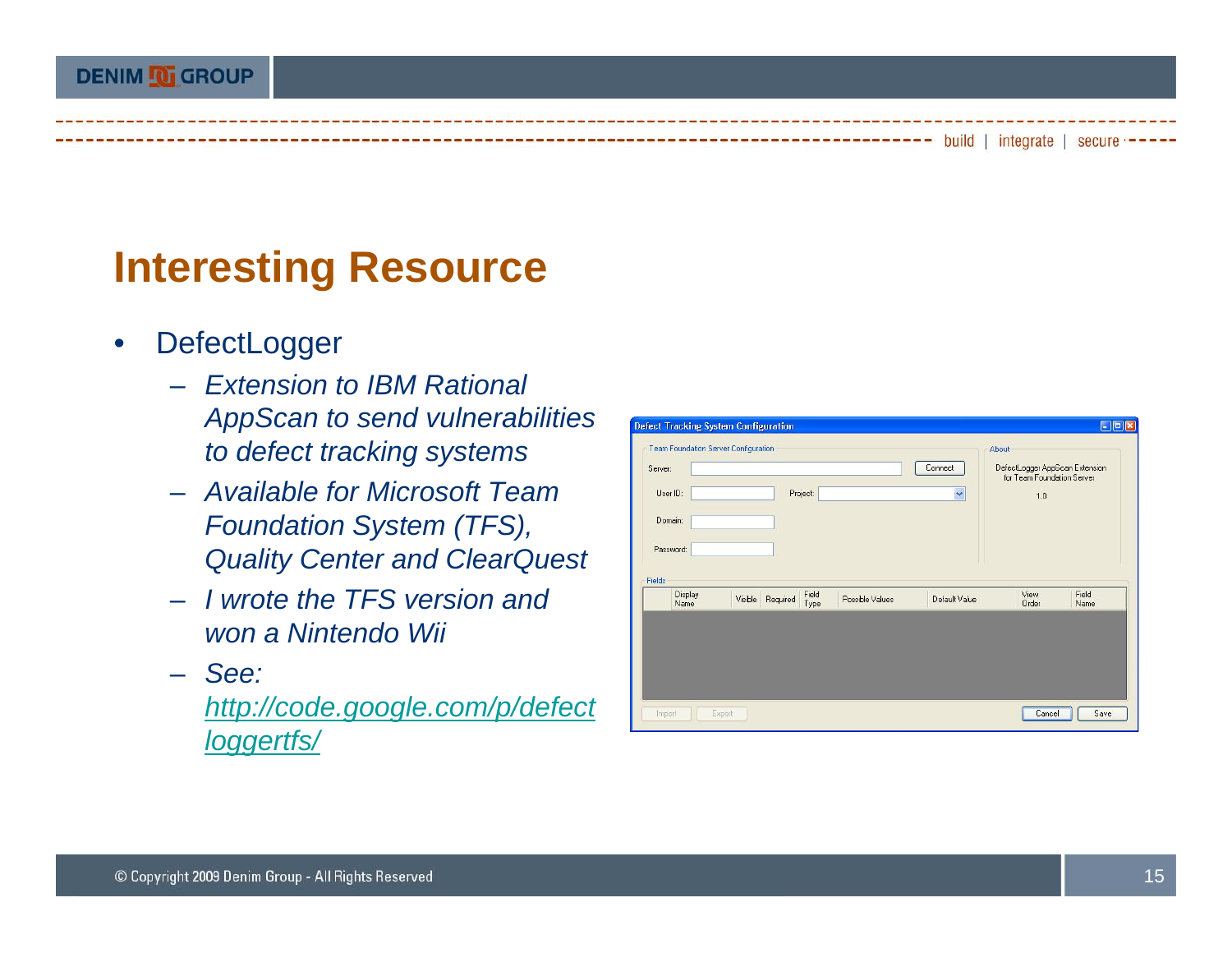# Interesting Resource

- DefectLogger
  - *Extension to IBM Rational AppScan to send vulnerabilities to defect tracking systems*
  - *Available for Microsoft Team Foundation System (TFS), Quality Center and ClearQuest*
  - *I wrote the TFS version and won a Nintendo Wii*
  - *See: [http://code.google.com/p/defectloggertfs/](http://code.google.com/p/defectloggertfs/)*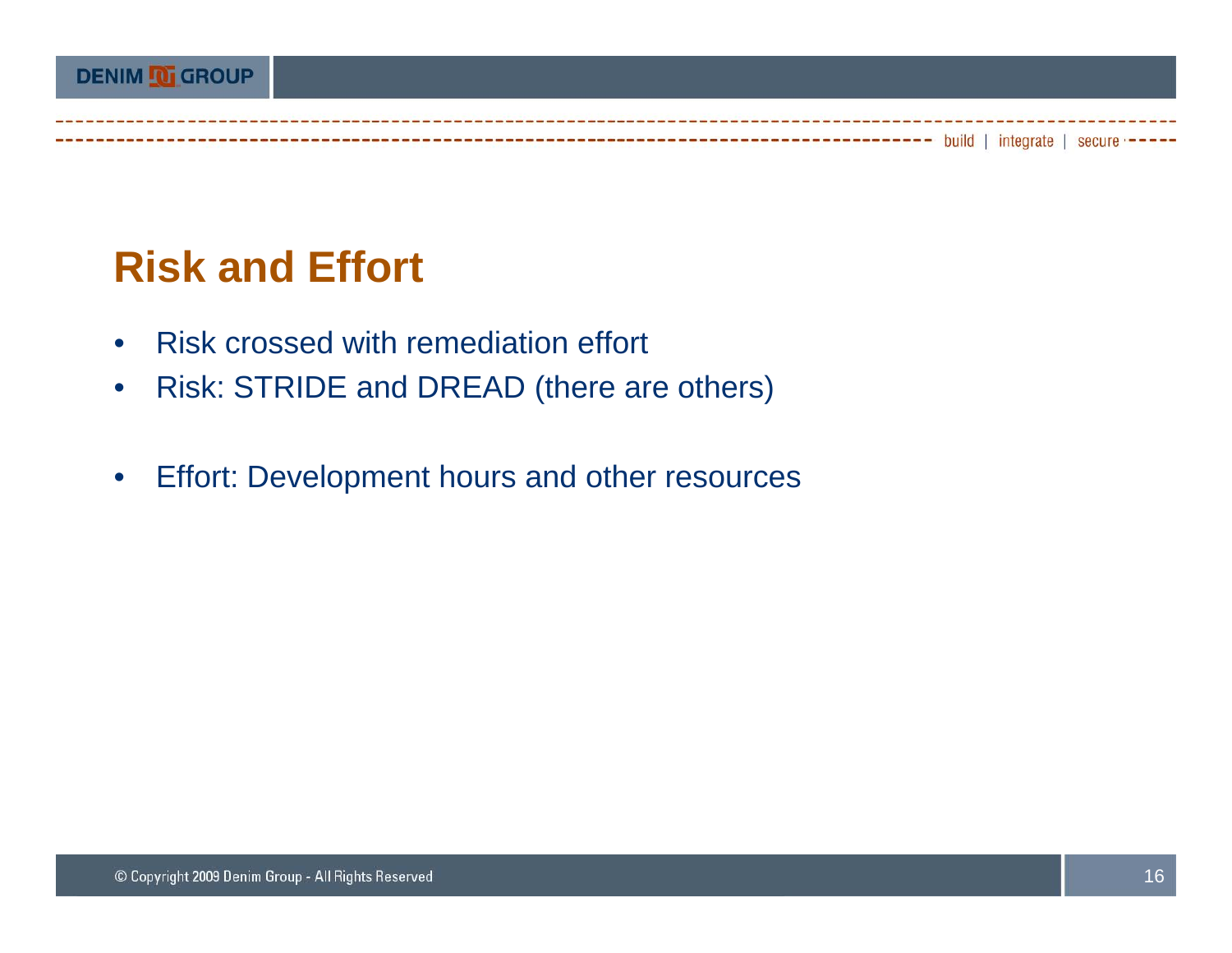# Risk and Effort

- Risk crossed with remediation effort
- Risk: STRIDE and DREAD (there are others)

- Effort: Development hours and other resources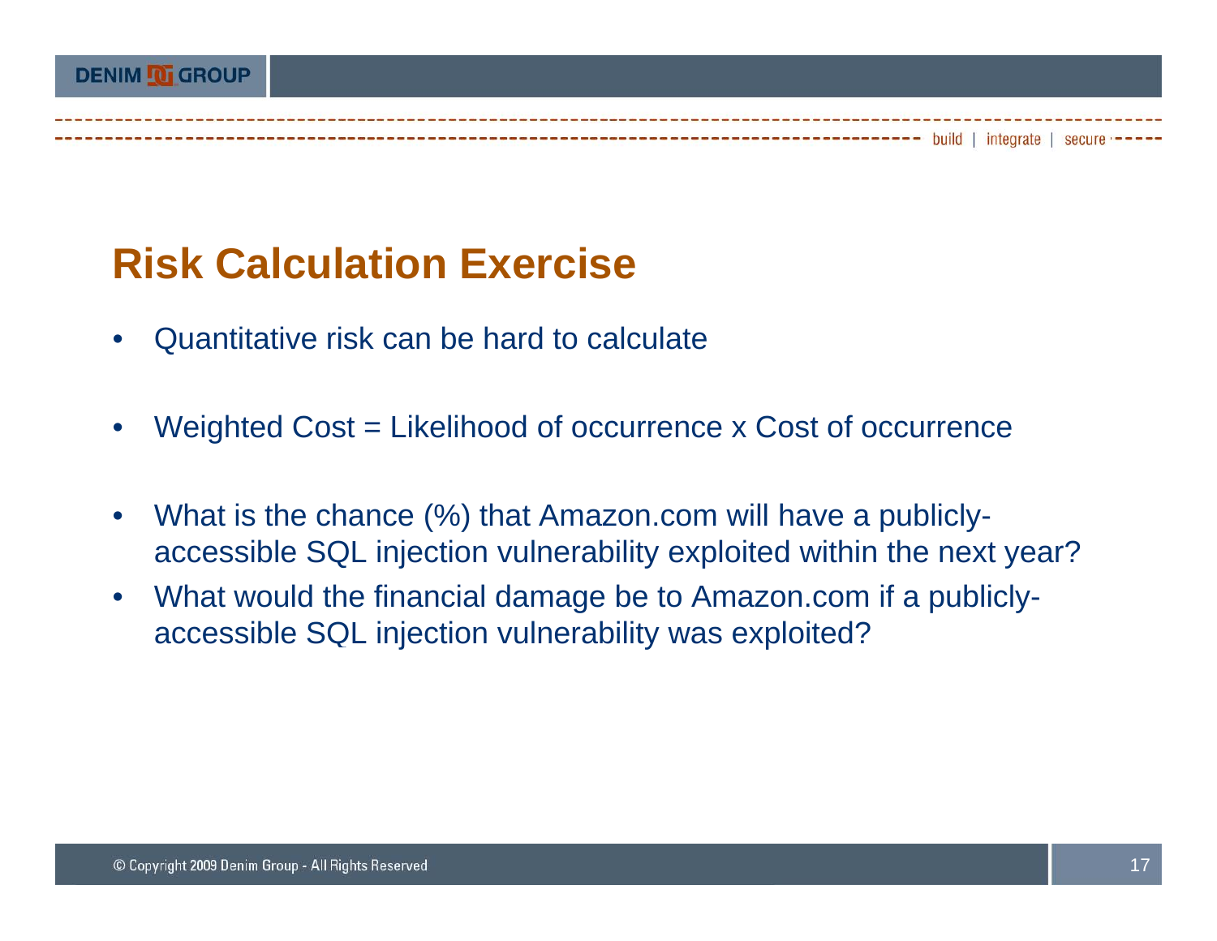# Risk Calculation Exercise

- Quantitative risk can be hard to calculate
- Weighted Cost = Likelihood of occurrence x Cost of occurrence
- What is the chance (%) that Amazon.com will have a publicly-accessible SQL injection vulnerability exploited within the next year?
- What would the financial damage be to Amazon.com if a publicly-accessible SQL injection vulnerability was exploited?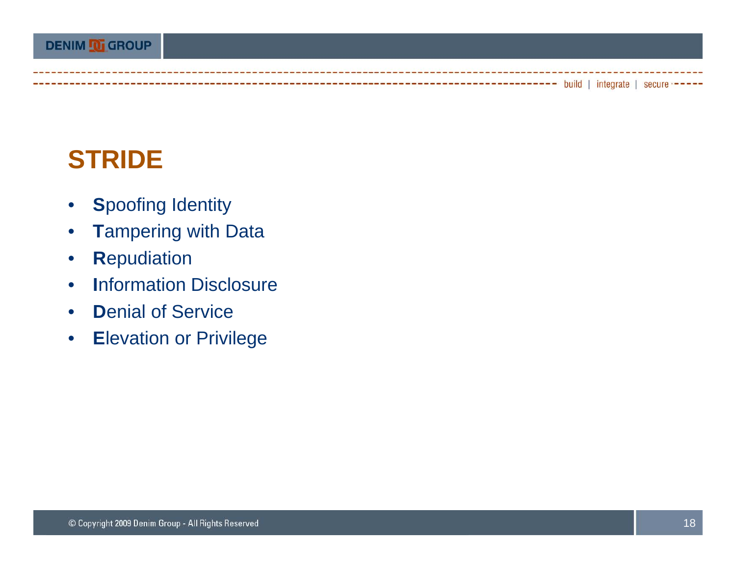# STRIDE

- **S**poofing Identity
- **T**ampering with Data
- **R**epudiation
- **I**nformation Disclosure
- **D**enial of Service
- **E**levation or Privilege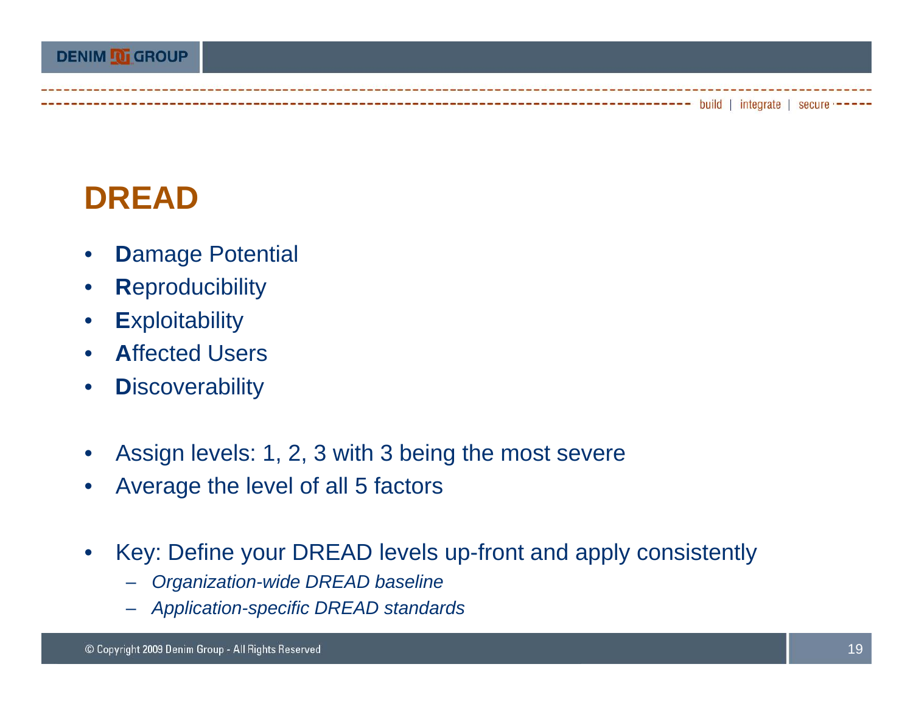# DREAD

- **D**amage Potential
- **R**eproducibility
- **E**xploitability
- **A**ffected Users
- **D**iscoverability

- Assign levels: 1, 2, 3 with 3 being the most severe
- Average the level of all 5 factors

- Key: Define your DREAD levels up-front and apply consistently
  - *Organization-wide DREAD baseline*
  - *Application-specific DREAD standards*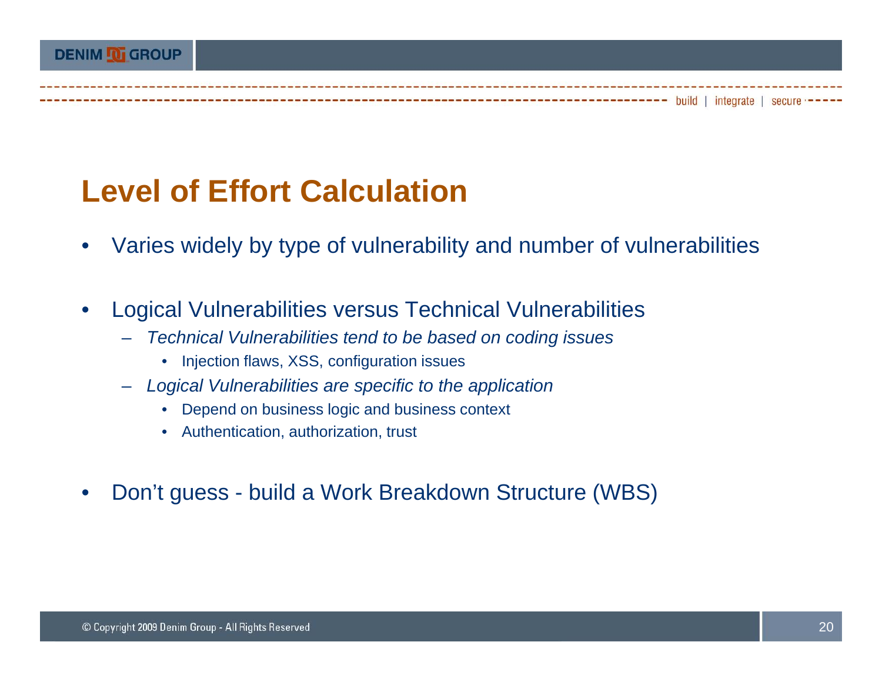# Level of Effort Calculation

- Varies widely by type of vulnerability and number of vulnerabilities
- Logical Vulnerabilities versus Technical Vulnerabilities
  - *Technical Vulnerabilities tend to be based on coding issues*
    - Injection flaws, XSS, configuration issues
  - *Logical Vulnerabilities are specific to the application*
    - Depend on business logic and business context
    - Authentication, authorization, trust
- Don’t guess - build a Work Breakdown Structure (WBS)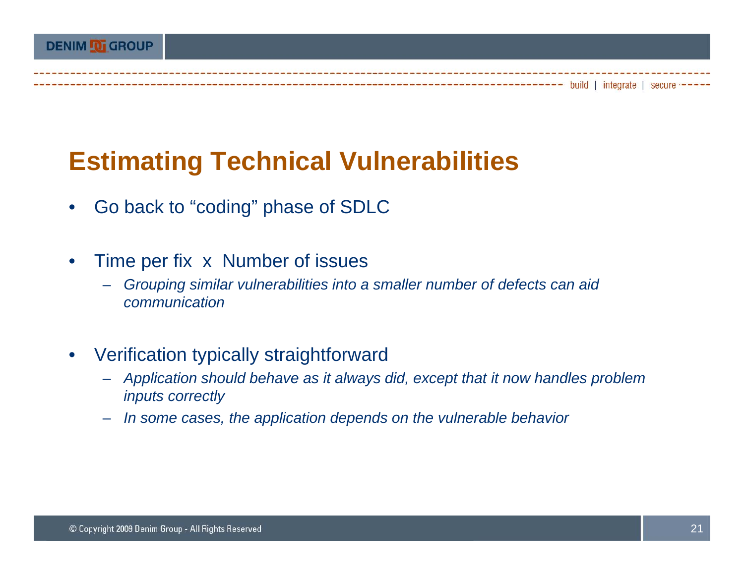# Estimating Technical Vulnerabilities

- Go back to “coding” phase of SDLC
- Time per fix x Number of issues
  - *Grouping similar vulnerabilities into a smaller number of defects can aid communication*
- Verification typically straightforward
  - *Application should behave as it always did, except that it now handles problem inputs correctly*
  - *In some cases, the application depends on the vulnerable behavior*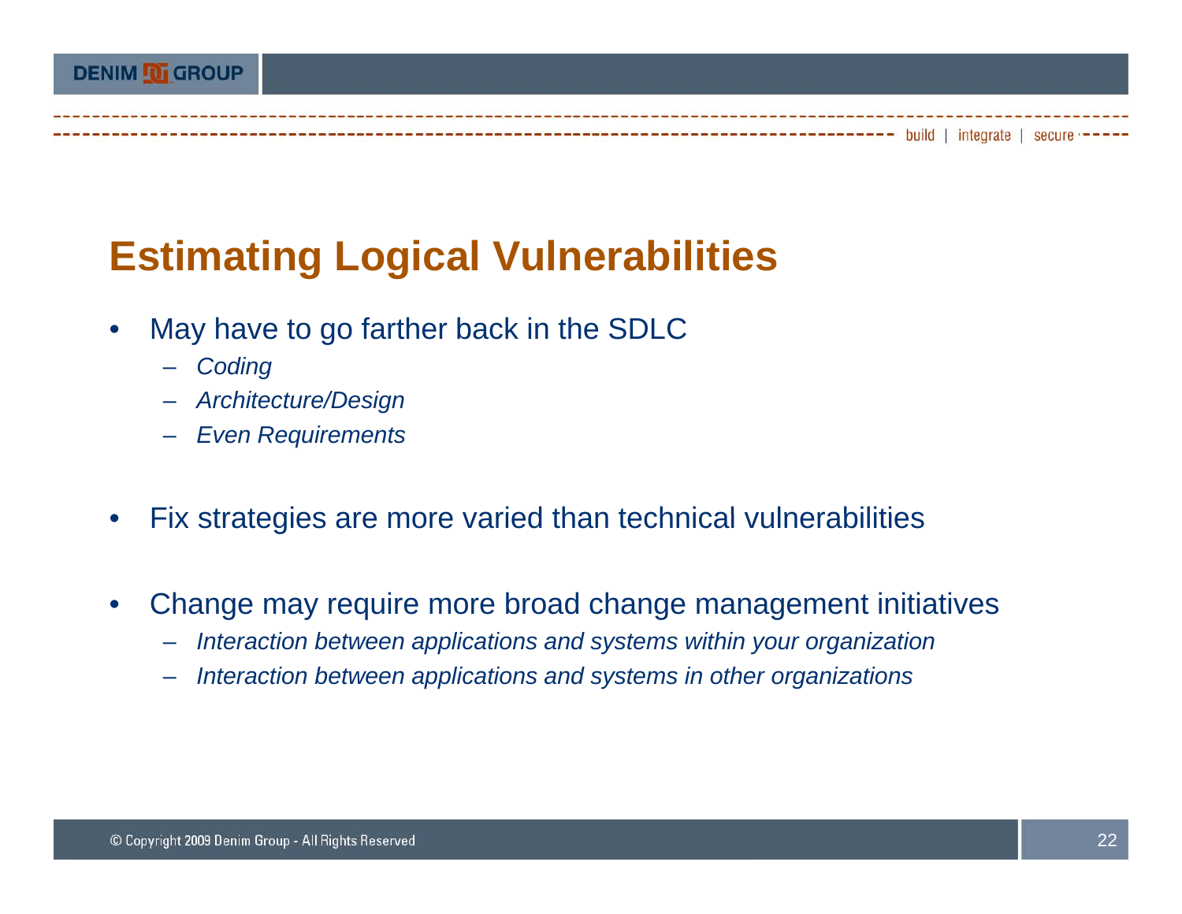# Estimating Logical Vulnerabilities

- May have to go farther back in the SDLC
  - *Coding*
  - *Architecture/Design*
  - *Even Requirements*
- Fix strategies are more varied than technical vulnerabilities
- Change may require more broad change management initiatives
  - *Interaction between applications and systems within your organization*
  - *Interaction between applications and systems in other organizations*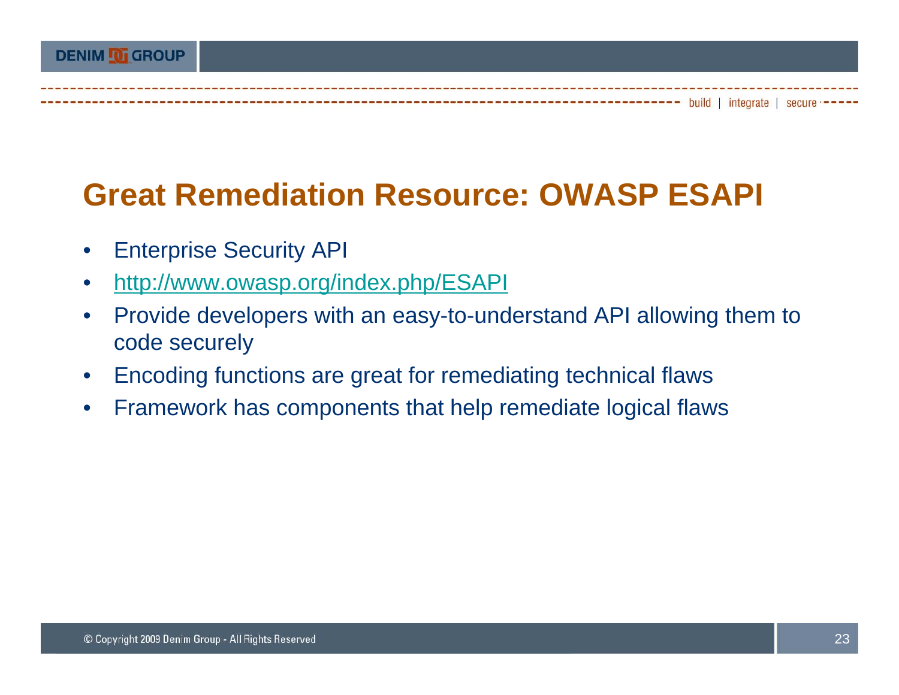# Great Remediation Resource: OWASP ESAPI

- Enterprise Security API
- http://www.owasp.org/index.php/ESAPI
- Provide developers with an easy-to-understand API allowing them to code securely
- Encoding functions are great for remediating technical flaws
- Framework has components that help remediate logical flaws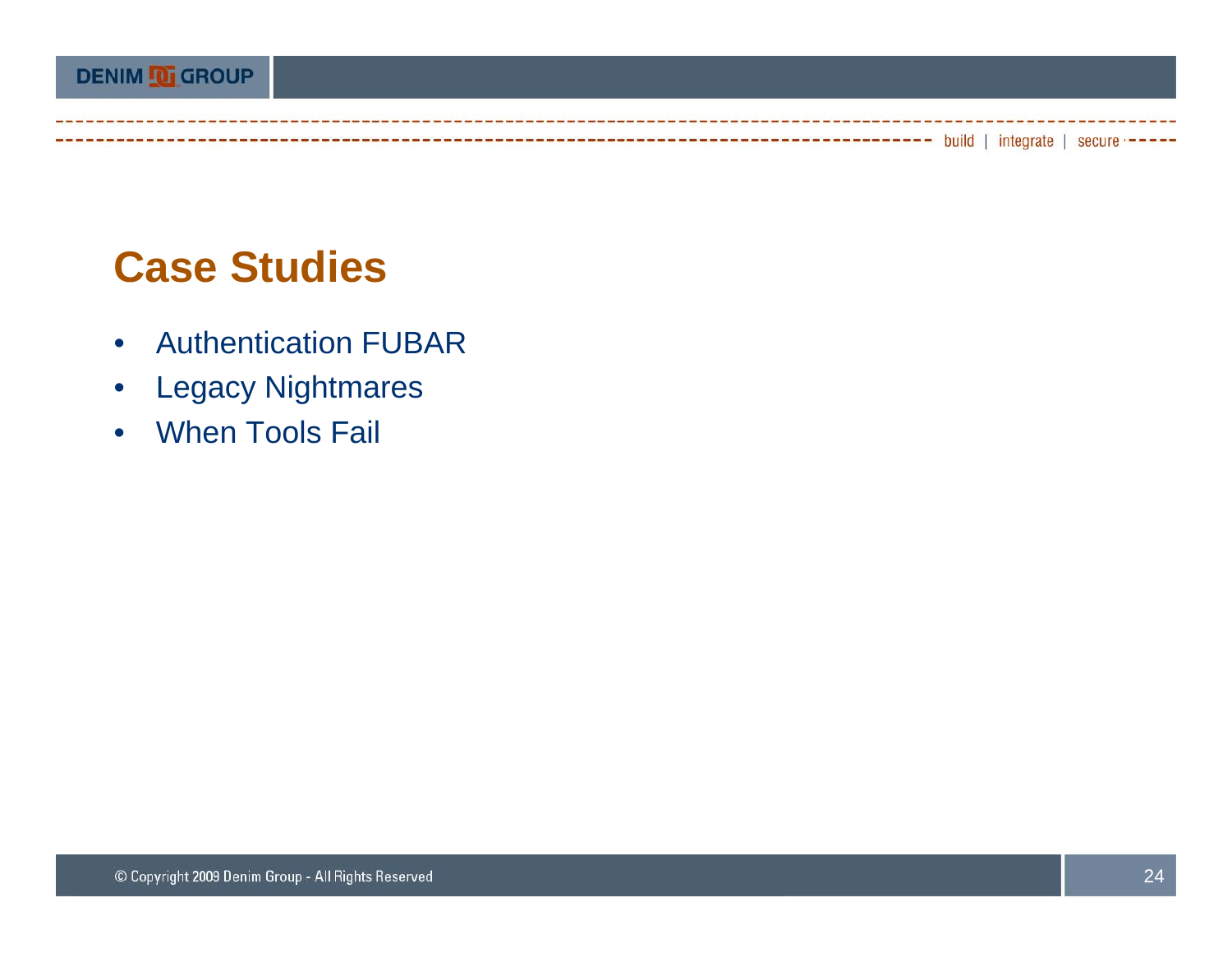# Case Studies

- Authentication FUBAR
- Legacy Nightmares
- When Tools Fail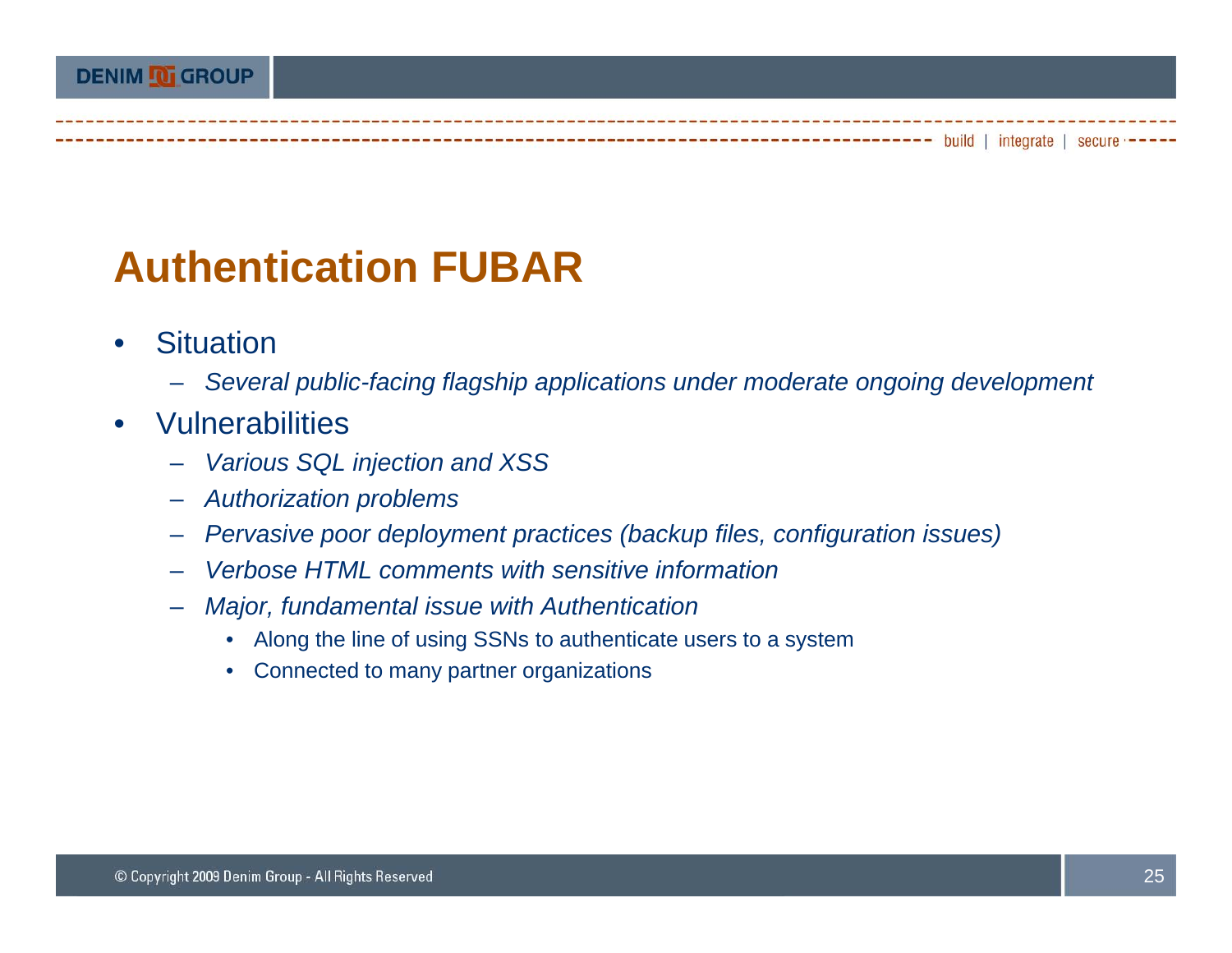# Authentication FUBAR

- Situation
  - *Several public-facing flagship applications under moderate ongoing development*
- Vulnerabilities
  - *Various SQL injection and XSS*
  - *Authorization problems*
  - *Pervasive poor deployment practices (backup files, configuration issues)*
  - *Verbose HTML comments with sensitive information*
  - *Major, fundamental issue with Authentication*
    - Along the line of using SSNs to authenticate users to a system
    - Connected to many partner organizations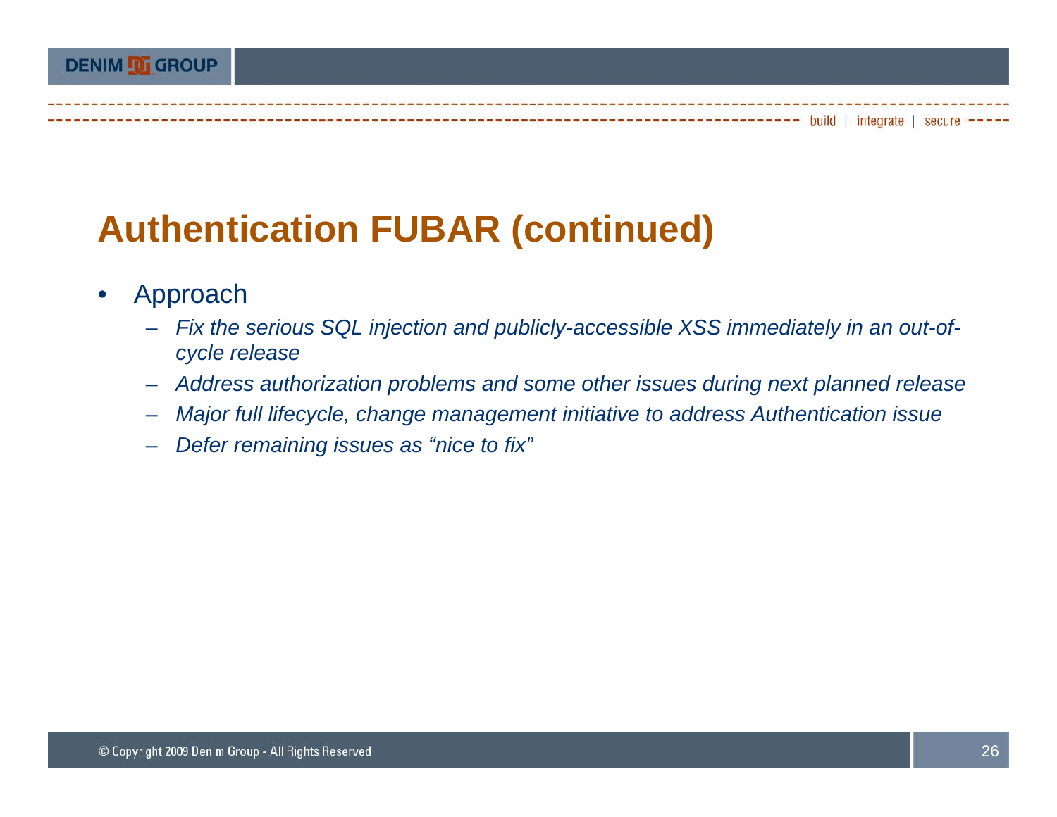# Authentication FUBAR (continued)

- Approach
  - *Fix the serious SQL injection and publicly-accessible XSS immediately in an out-of-cycle release*
  - *Address authorization problems and some other issues during next planned release*
  - *Major full lifecycle, change management initiative to address Authentication issue*
  - *Defer remaining issues as "nice to fix"*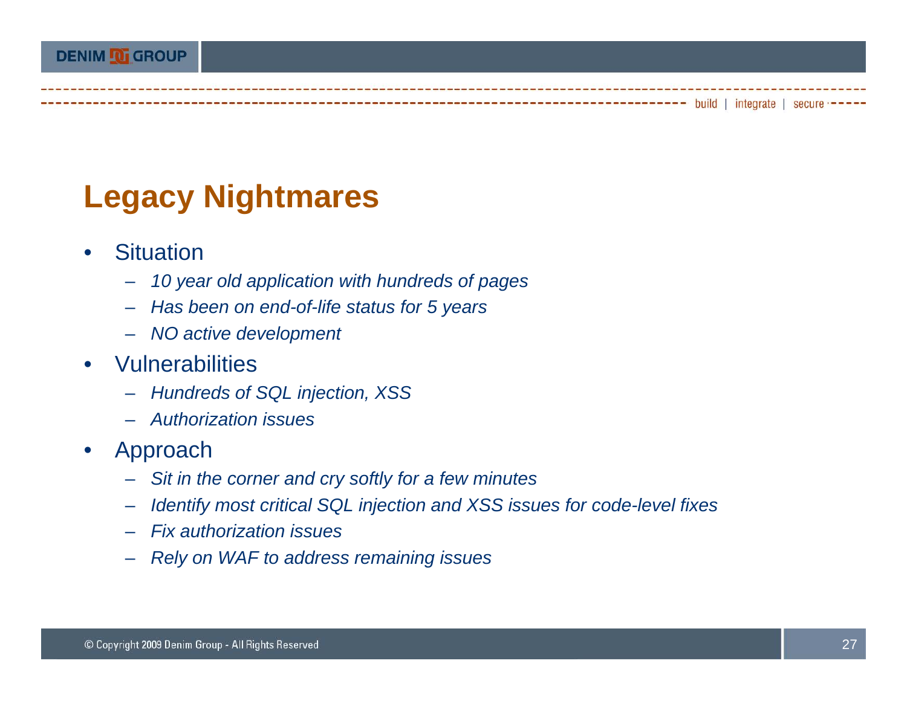# Legacy Nightmares

- Situation
  - *10 year old application with hundreds of pages*
  - *Has been on end-of-life status for 5 years*
  - *NO active development*
- Vulnerabilities
  - *Hundreds of SQL injection, XSS*
  - *Authorization issues*
- Approach
  - *Sit in the corner and cry softly for a few minutes*
  - *Identify most critical SQL injection and XSS issues for code-level fixes*
  - *Fix authorization issues*
  - *Rely on WAF to address remaining issues*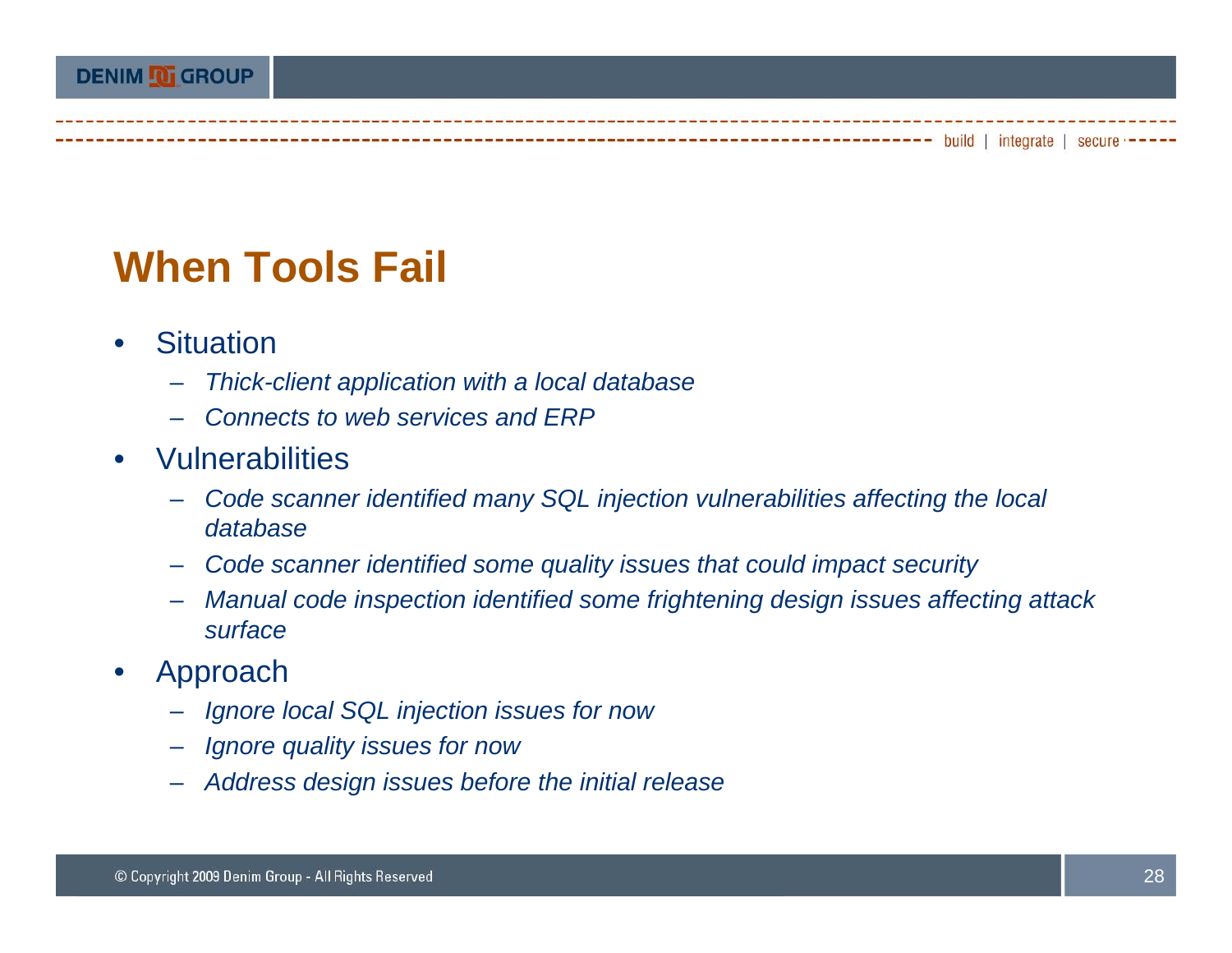# When Tools Fail

- Situation
  - *Thick-client application with a local database*
  - *Connects to web services and ERP*
- Vulnerabilities
  - *Code scanner identified many SQL injection vulnerabilities affecting the local database*
  - *Code scanner identified some quality issues that could impact security*
  - *Manual code inspection identified some frightening design issues affecting attack surface*
- Approach
  - *Ignore local SQL injection issues for now*
  - *Ignore quality issues for now*
  - *Address design issues before the initial release*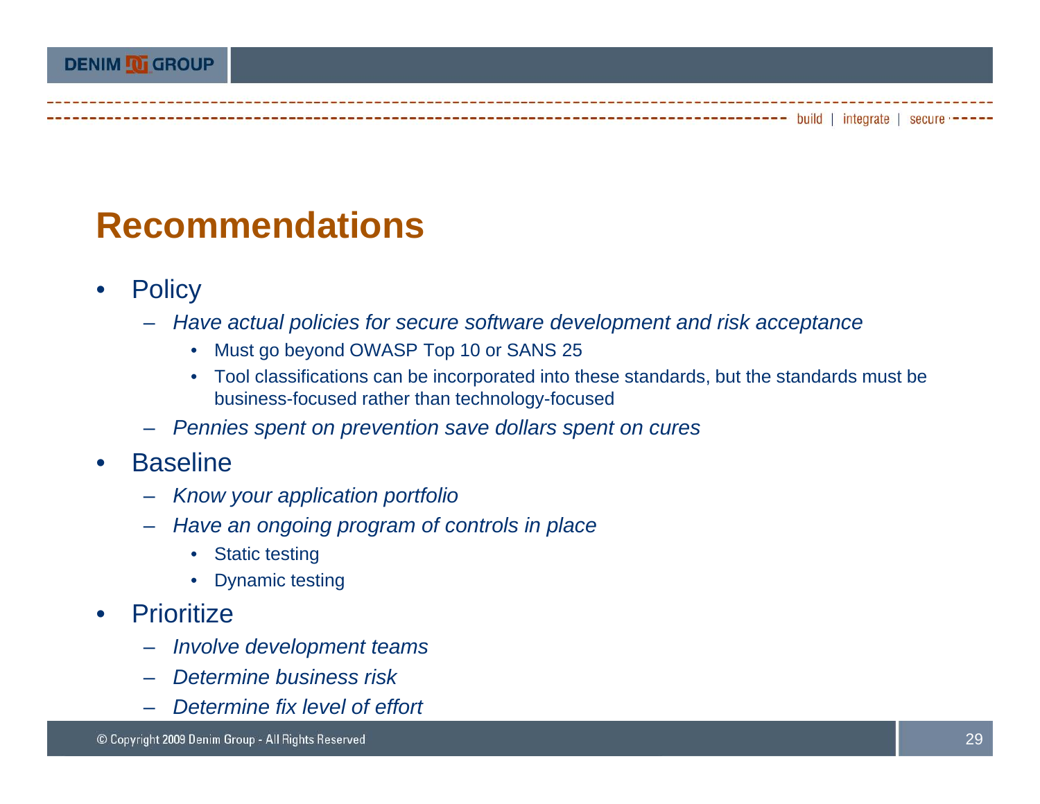# Recommendations

- Policy
  - *Have actual policies for secure software development and risk acceptance*
    - Must go beyond OWASP Top 10 or SANS 25
    - Tool classifications can be incorporated into these standards, but the standards must be business-focused rather than technology-focused
  - *Pennies spent on prevention save dollars spent on cures*
- Baseline
  - *Know your application portfolio*
  - *Have an ongoing program of controls in place*
    - Static testing
    - Dynamic testing
- Prioritize
  - *Involve development teams*
  - *Determine business risk*
  - *Determine fix level of effort*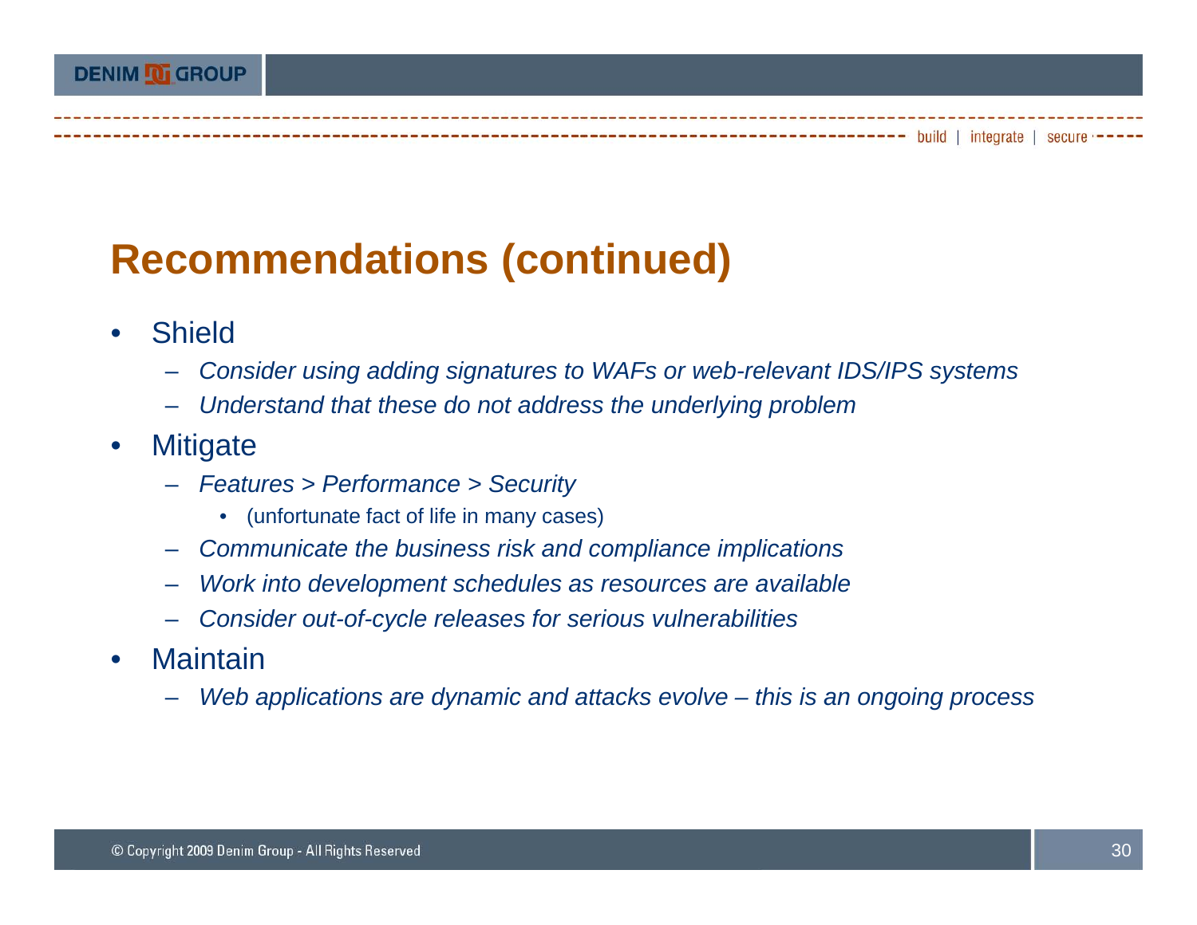# Recommendations (continued)

- Shield
  - *Consider using adding signatures to WAFs or web-relevant IDS/IPS systems*
  - *Understand that these do not address the underlying problem*
- Mitigate
  - *Features > Performance > Security*
    - (unfortunate fact of life in many cases)
  - *Communicate the business risk and compliance implications*
  - *Work into development schedules as resources are available*
  - *Consider out-of-cycle releases for serious vulnerabilities*
- Maintain
  - *Web applications are dynamic and attacks evolve – this is an ongoing process*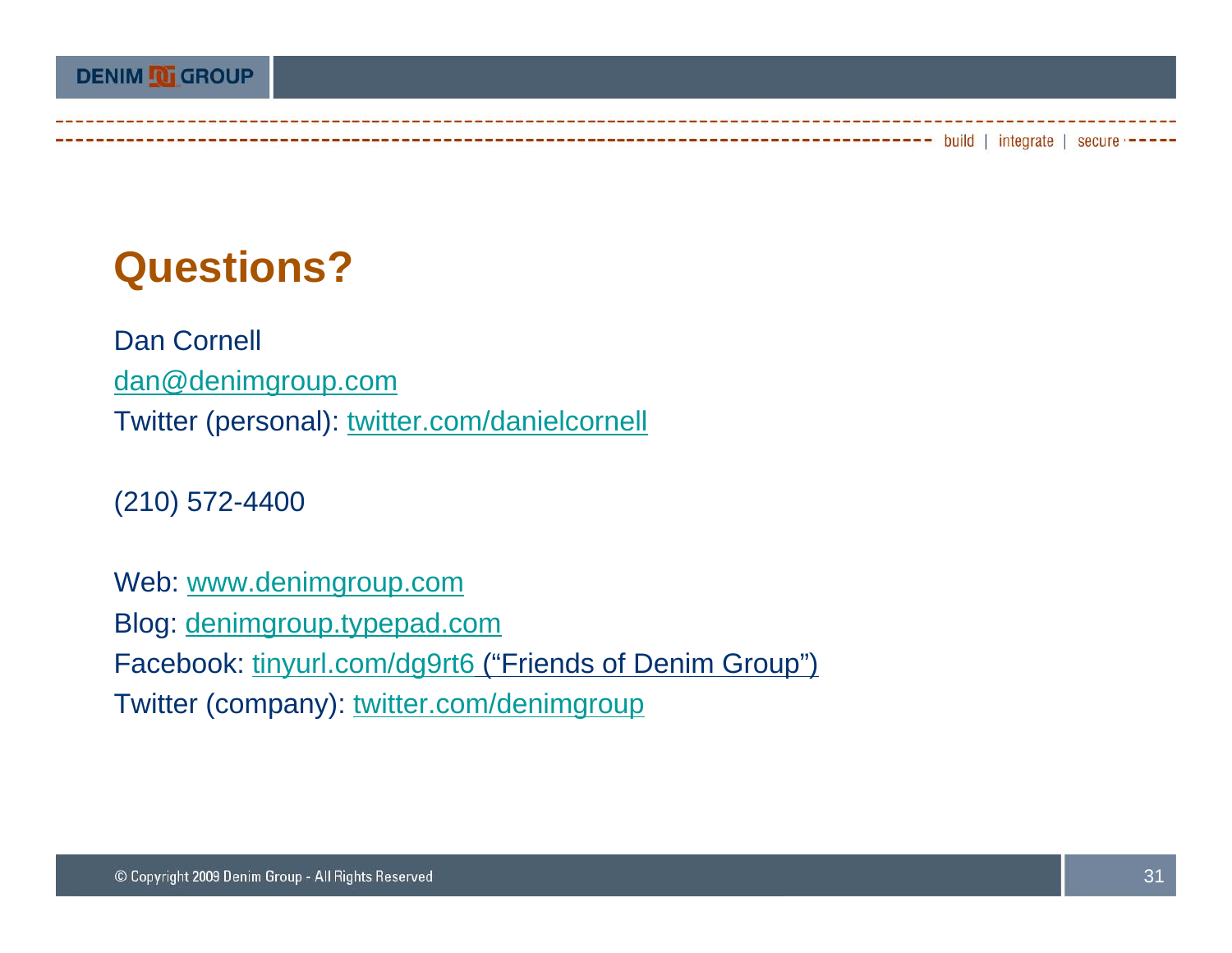## Questions?

Dan Cornell

dan@denimgroup.com

Twitter (personal): twitter.com/danielcornell

(210) 572-4400

Web: www.denimgroup.com

Blog: denimgroup.typepad.com

Facebook: tinyurl.com/dg9rt6 (“Friends of Denim Group”)

Twitter (company): twitter.com/denimgroup